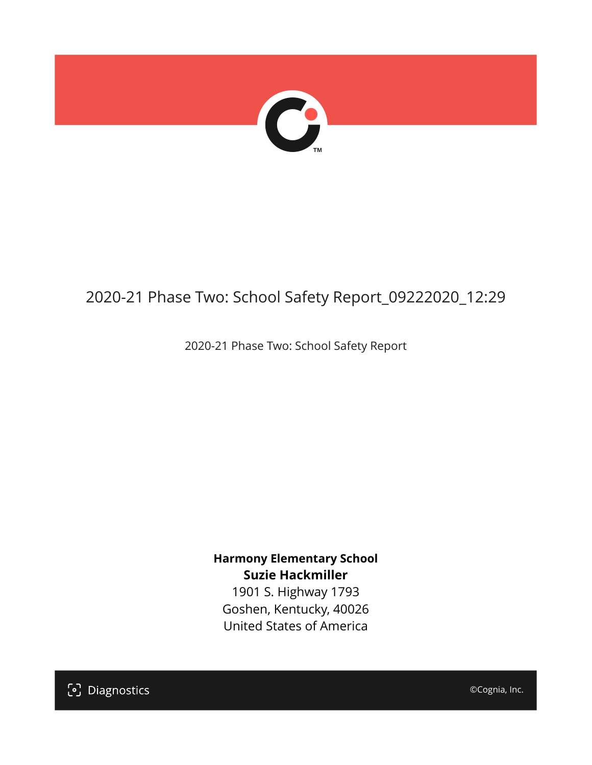# 2020-21 Phase Two: School Safety Report_09222020_12:29

2020-21 Phase Two: School Safety Report

**Harmony Elementary School**
**Suzie Hackmiller**
1901 S. Highway 1793
Goshen, Kentucky, 40026
United States of America

Diagnostics

©Cognia, Inc.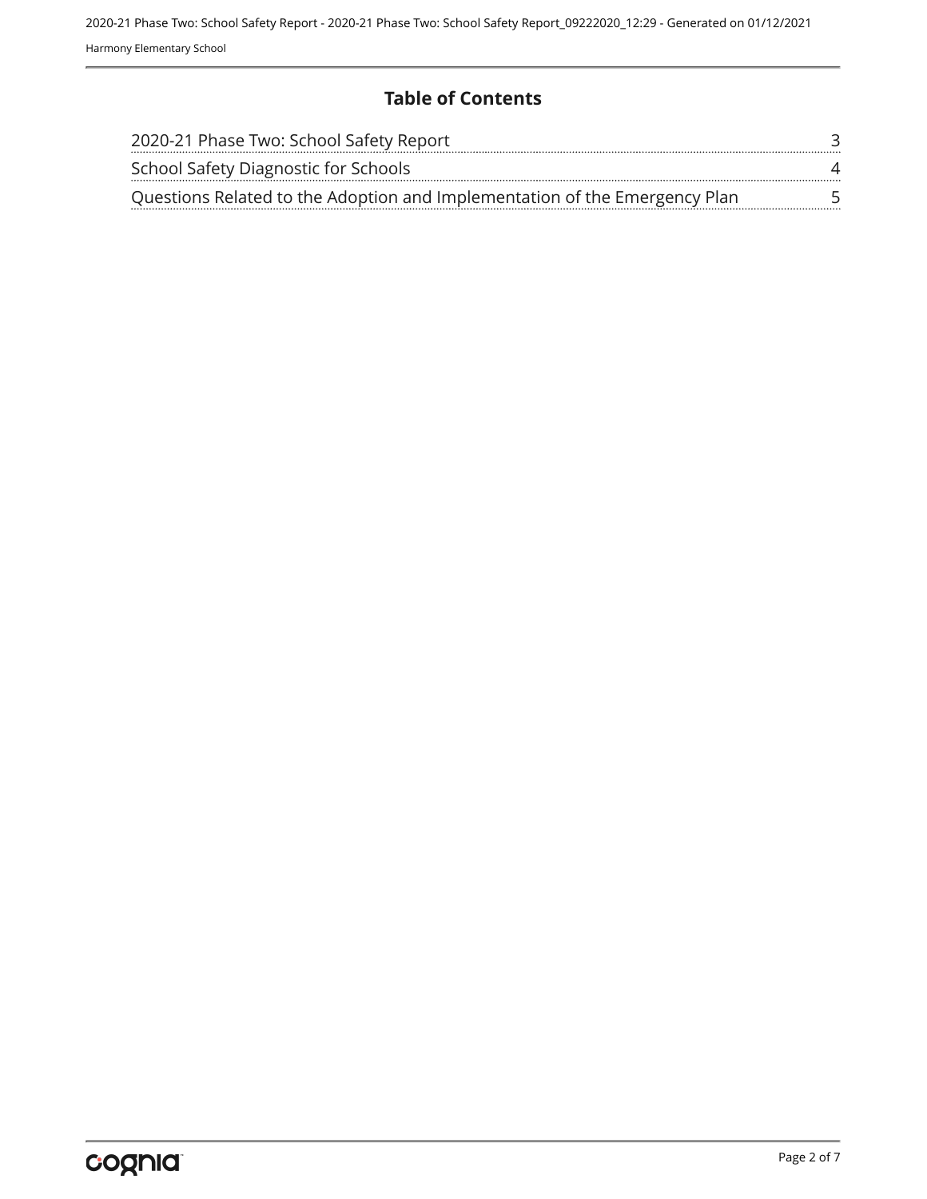# Table of Contents

| | |
|---|---|
| 2020-21 Phase Two: School Safety Report | 3 |
| School Safety Diagnostic for Schools | 4 |
| Questions Related to the Adoption and Implementation of the Emergency Plan | 5 |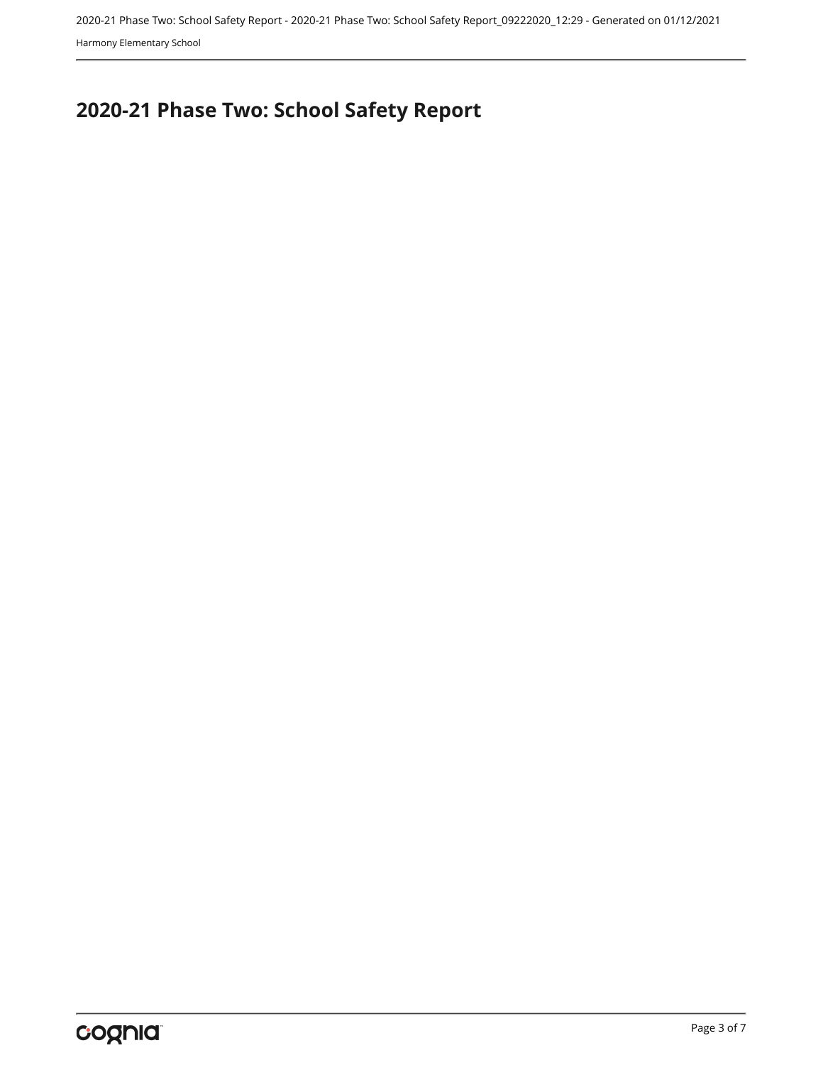# 2020-21 Phase Two: School Safety Report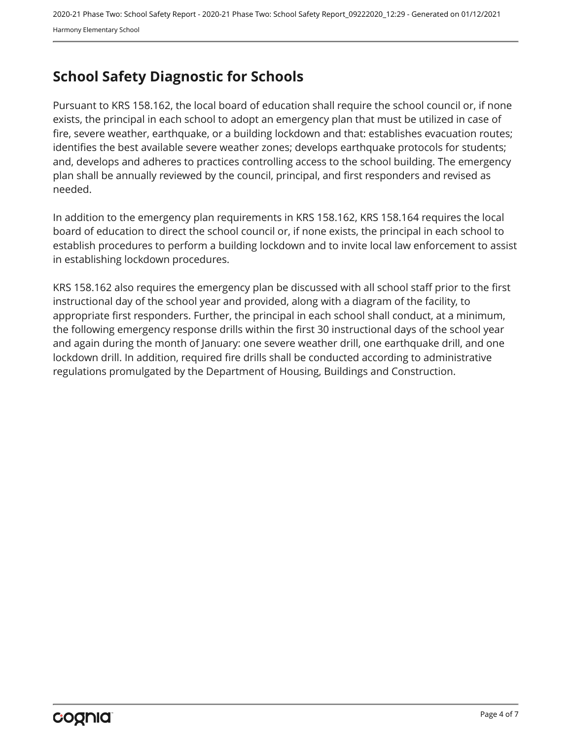# School Safety Diagnostic for Schools

Pursuant to KRS 158.162, the local board of education shall require the school council or, if none exists, the principal in each school to adopt an emergency plan that must be utilized in case of fire, severe weather, earthquake, or a building lockdown and that: establishes evacuation routes; identifies the best available severe weather zones; develops earthquake protocols for students; and, develops and adheres to practices controlling access to the school building. The emergency plan shall be annually reviewed by the council, principal, and first responders and revised as needed.

In addition to the emergency plan requirements in KRS 158.162, KRS 158.164 requires the local board of education to direct the school council or, if none exists, the principal in each school to establish procedures to perform a building lockdown and to invite local law enforcement to assist in establishing lockdown procedures.

KRS 158.162 also requires the emergency plan be discussed with all school staff prior to the first instructional day of the school year and provided, along with a diagram of the facility, to appropriate first responders. Further, the principal in each school shall conduct, at a minimum, the following emergency response drills within the first 30 instructional days of the school year and again during the month of January: one severe weather drill, one earthquake drill, and one lockdown drill. In addition, required fire drills shall be conducted according to administrative regulations promulgated by the Department of Housing, Buildings and Construction.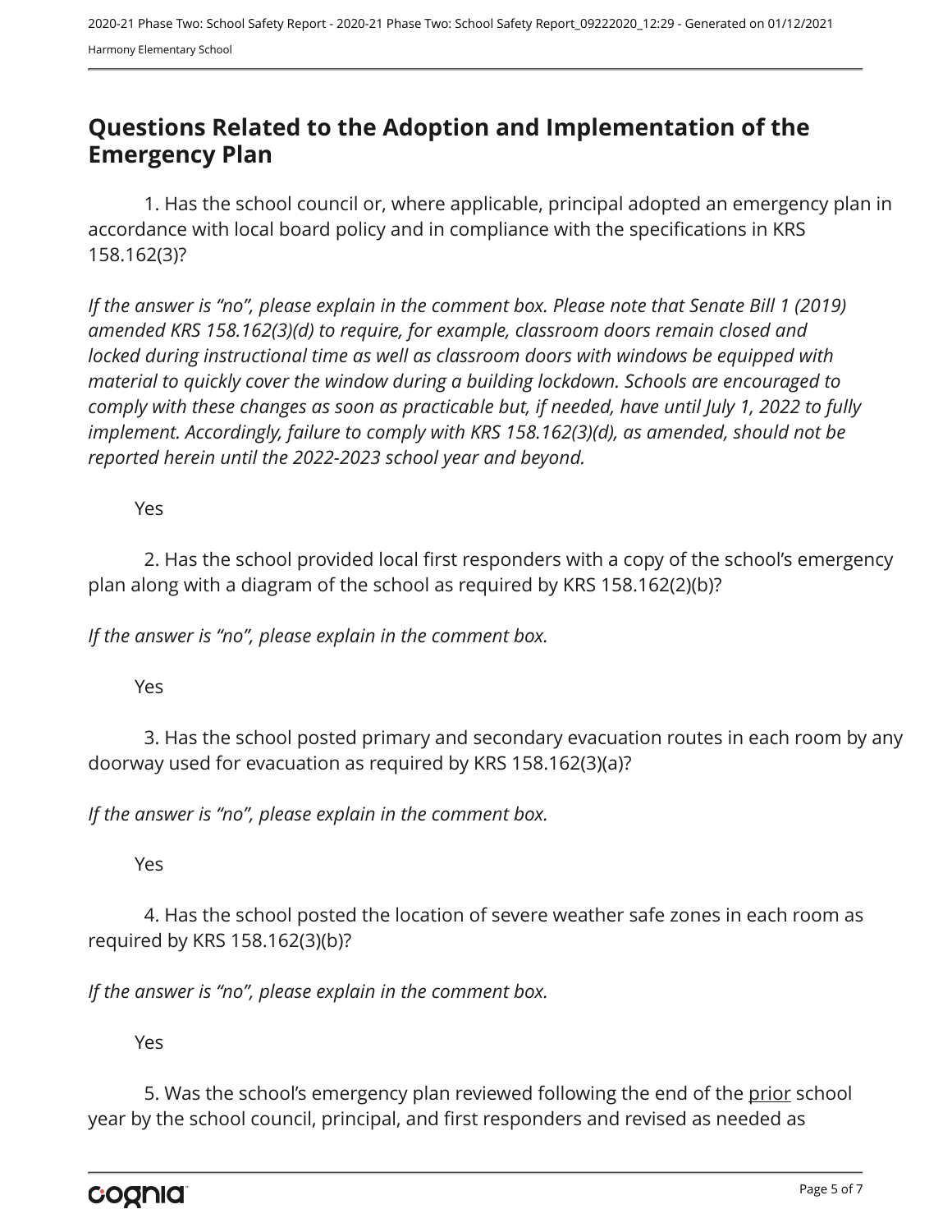## Questions Related to the Adoption and Implementation of the Emergency Plan

1. Has the school council or, where applicable, principal adopted an emergency plan in accordance with local board policy and in compliance with the specifications in KRS 158.162(3)?

*If the answer is "no", please explain in the comment box. Please note that Senate Bill 1 (2019) amended KRS 158.162(3)(d) to require, for example, classroom doors remain closed and locked during instructional time as well as classroom doors with windows be equipped with material to quickly cover the window during a building lockdown. Schools are encouraged to comply with these changes as soon as practicable but, if needed, have until July 1, 2022 to fully implement. Accordingly, failure to comply with KRS 158.162(3)(d), as amended, should not be reported herein until the 2022-2023 school year and beyond.*

Yes

2. Has the school provided local first responders with a copy of the school's emergency plan along with a diagram of the school as required by KRS 158.162(2)(b)?

*If the answer is "no", please explain in the comment box.*

Yes

3. Has the school posted primary and secondary evacuation routes in each room by any doorway used for evacuation as required by KRS 158.162(3)(a)?

*If the answer is "no", please explain in the comment box.*

Yes

4. Has the school posted the location of severe weather safe zones in each room as required by KRS 158.162(3)(b)?

*If the answer is "no", please explain in the comment box.*

Yes

5. Was the school's emergency plan reviewed following the end of the <u>prior</u> school year by the school council, principal, and first responders and revised as needed as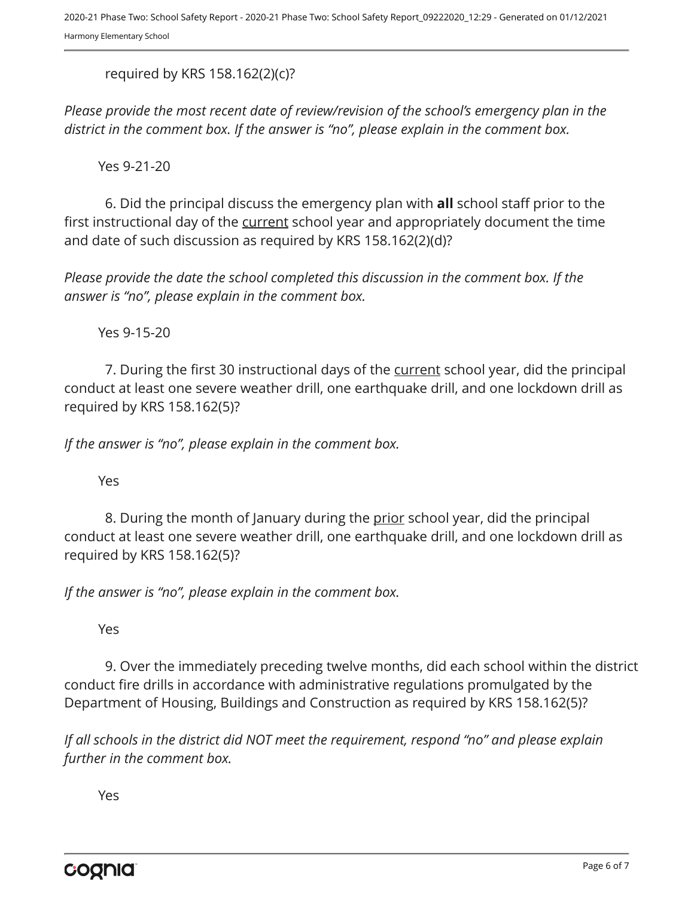required by KRS 158.162(2)(c)?

*Please provide the most recent date of review/revision of the school's emergency plan in the district in the comment box. If the answer is "no", please explain in the comment box.*

Yes 9-21-20

6. Did the principal discuss the emergency plan with **all** school staff prior to the first instructional day of the current school year and appropriately document the time and date of such discussion as required by KRS 158.162(2)(d)?

*Please provide the date the school completed this discussion in the comment box. If the answer is "no", please explain in the comment box.*

Yes 9-15-20

7. During the first 30 instructional days of the current school year, did the principal conduct at least one severe weather drill, one earthquake drill, and one lockdown drill as required by KRS 158.162(5)?

*If the answer is "no", please explain in the comment box.*

Yes

8. During the month of January during the prior school year, did the principal conduct at least one severe weather drill, one earthquake drill, and one lockdown drill as required by KRS 158.162(5)?

*If the answer is "no", please explain in the comment box.*

Yes

9. Over the immediately preceding twelve months, did each school within the district conduct fire drills in accordance with administrative regulations promulgated by the Department of Housing, Buildings and Construction as required by KRS 158.162(5)?

*If all schools in the district did NOT meet the requirement, respond "no" and please explain further in the comment box.*

Yes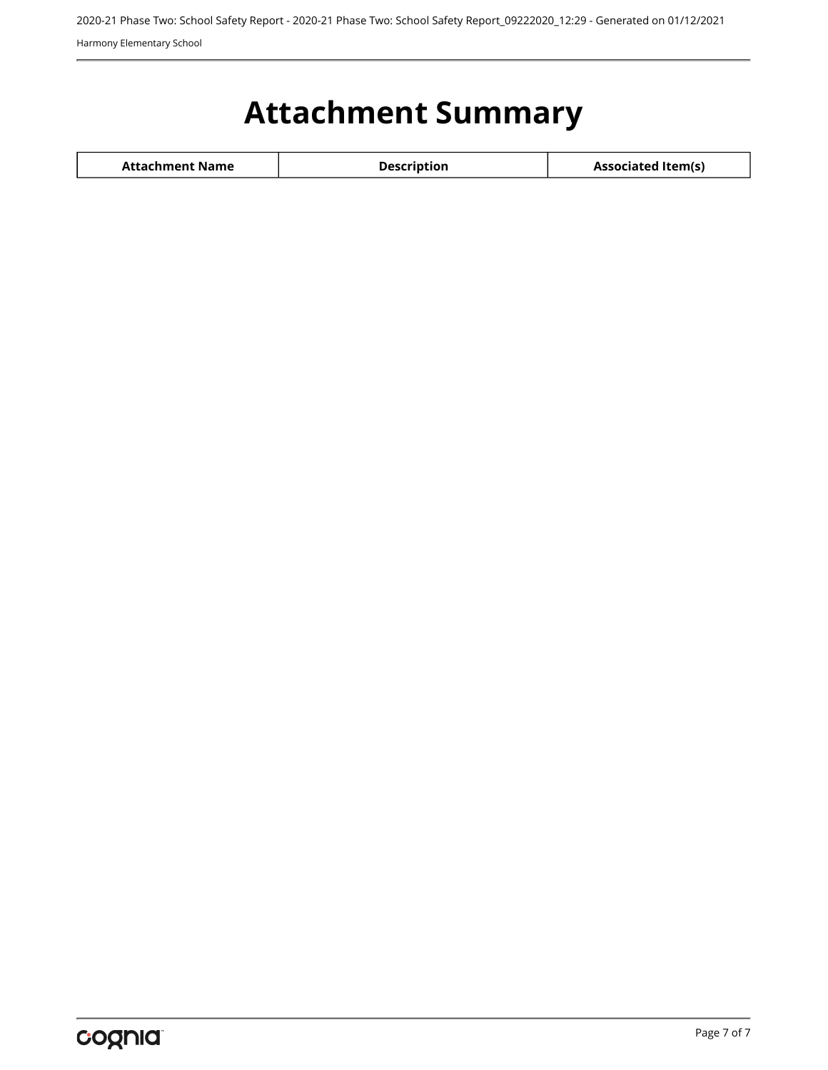# Attachment Summary

| Attachment Name | Description | Associated Item(s) |
|---|---|---|